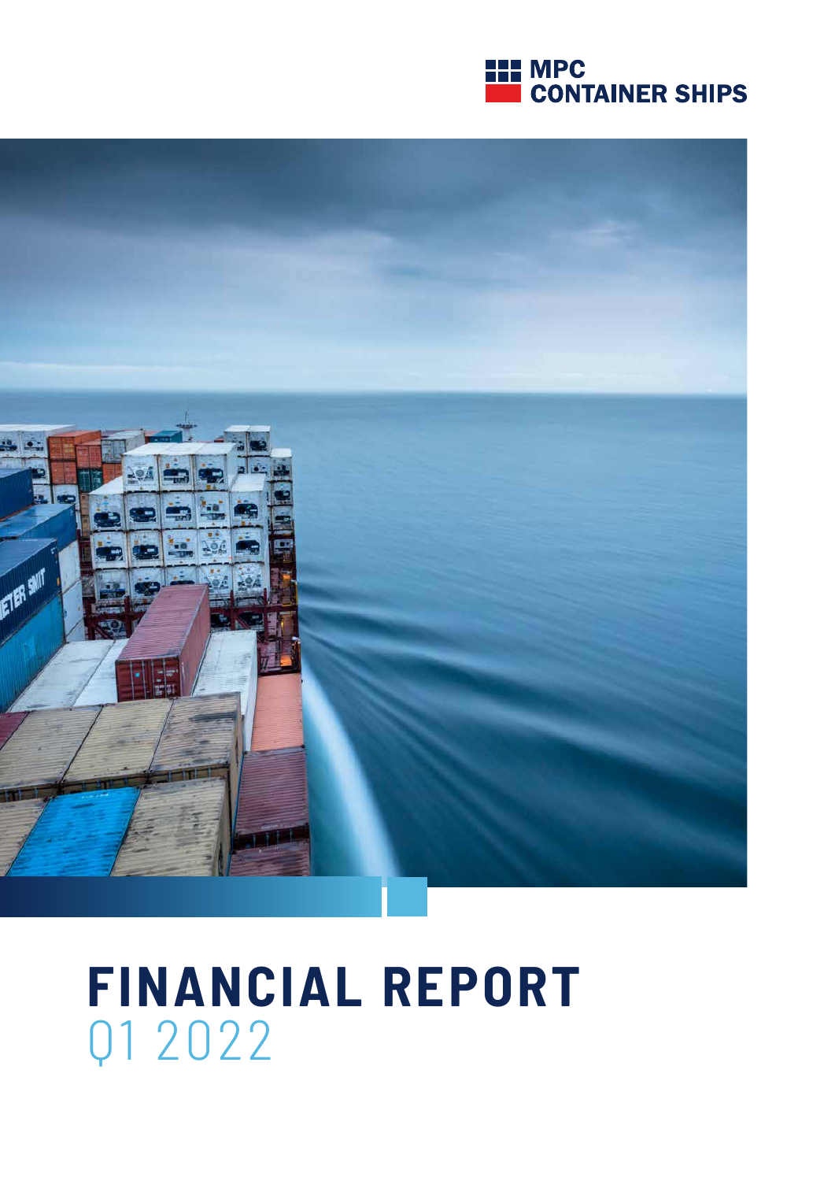MPC CONTAINER SHIPS

# FINANCIAL REPORT
Q1 2022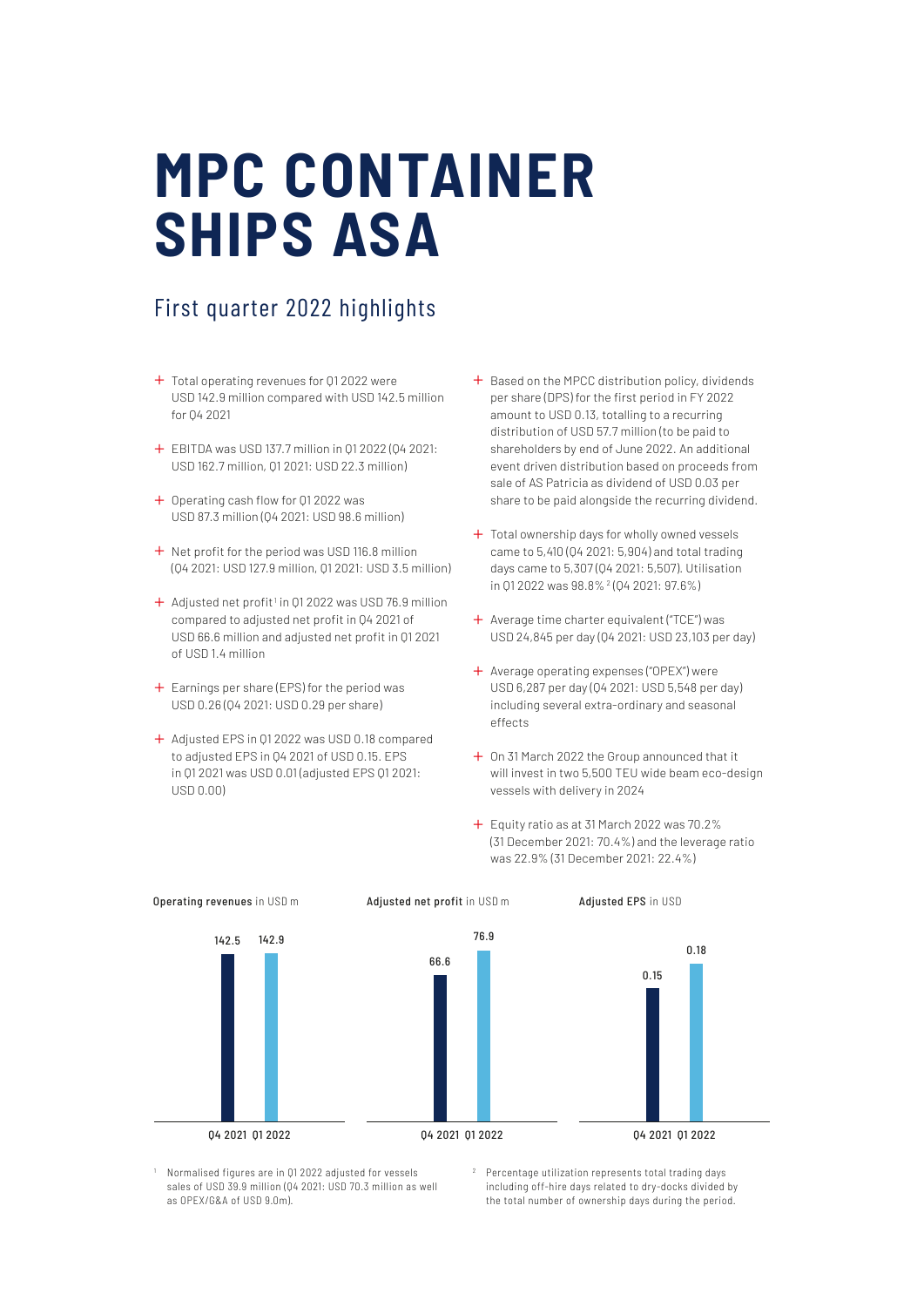# MPC CONTAINER SHIPS ASA

## First quarter 2022 highlights

- Total operating revenues for Q1 2022 were USD 142.9 million compared with USD 142.5 million for Q4 2021
- EBITDA was USD 137.7 million in Q1 2022 (Q4 2021: USD 162.7 million, Q1 2021: USD 22.3 million)
- Operating cash flow for Q1 2022 was USD 87.3 million (Q4 2021: USD 98.6 million)
- Net profit for the period was USD 116.8 million (Q4 2021: USD 127.9 million, Q1 2021: USD 3.5 million)
- Adjusted net profit[1] in Q1 2022 was USD 76.9 million compared to adjusted net profit in Q4 2021 of USD 66.6 million and adjusted net profit in Q1 2021 of USD 1.4 million
- Earnings per share (EPS) for the period was USD 0.26 (Q4 2021: USD 0.29 per share)
- Adjusted EPS in Q1 2022 was USD 0.18 compared to adjusted EPS in Q4 2021 of USD 0.15. EPS in Q1 2021 was USD 0.01 (adjusted EPS Q1 2021: USD 0.00)
- Based on the MPCC distribution policy, dividends per share (DPS) for the first period in FY 2022 amount to USD 0.13, totalling to a recurring distribution of USD 57.7 million (to be paid to shareholders by end of June 2022. An additional event driven distribution based on proceeds from sale of AS Patricia as dividend of USD 0.03 per share to be paid alongside the recurring dividend.
- Total ownership days for wholly owned vessels came to 5,410 (Q4 2021: 5,904) and total trading days came to 5,307 (Q4 2021: 5,507). Utilisation in Q1 2022 was 98.8%[2] (Q4 2021: 97.6%)
- Average time charter equivalent ("TCE") was USD 24,845 per day (Q4 2021: USD 23,103 per day)
- Average operating expenses ("OPEX") were USD 6,287 per day (Q4 2021: USD 5,548 per day) including several extra-ordinary and seasonal effects
- On 31 March 2022 the Group announced that it will invest in two 5,500 TEU wide beam eco-design vessels with delivery in 2024
- Equity ratio as at 31 March 2022 was 70.2% (31 December 2021: 70.4%) and the leverage ratio was 22.9% (31 December 2021: 22.4%)

**Operating revenues** in USD m

| | Q4 2021 | Q1 2022 |
|---|---|---|
| Operating revenues | 142.5 | 142.9 |

**Adjusted net profit** in USD m

| | Q4 2021 | Q1 2022 |
|---|---|---|
| Adjusted net profit | 66.6 | 76.9 |

**Adjusted EPS** in USD

| | Q4 2021 | Q1 2022 |
|---|---|---|
| Adjusted EPS | 0.15 | 0.18 |

[1] Normalised figures are in Q1 2022 adjusted for vessels sales of USD 39.9 million (Q4 2021: USD 70.3 million as well as OPEX/G&A of USD 9.0m).

[2] Percentage utilization represents total trading days including off-hire days related to dry-docks divided by the total number of ownership days during the period.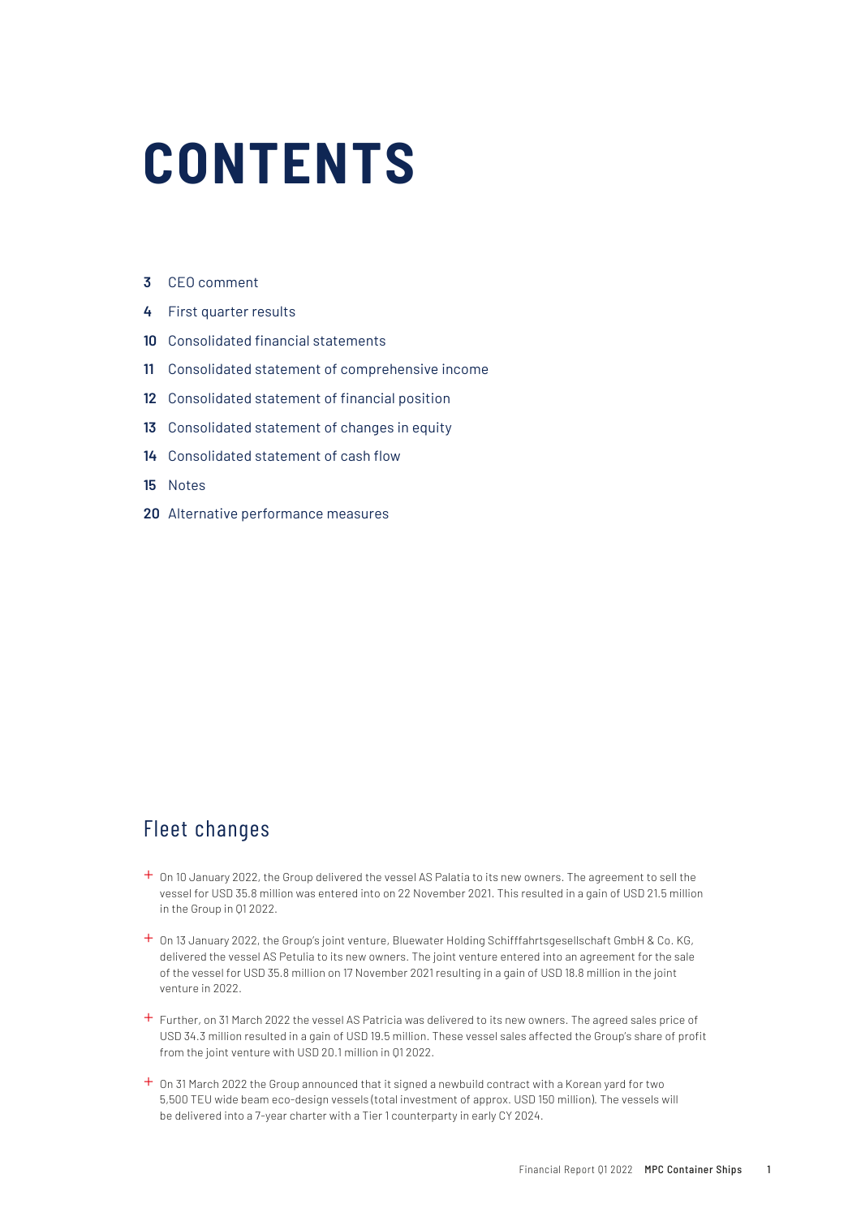# CONTENTS

**3** CEO comment

**4** First quarter results

**10** Consolidated financial statements

**11** Consolidated statement of comprehensive income

**12** Consolidated statement of financial position

**13** Consolidated statement of changes in equity

**14** Consolidated statement of cash flow

**15** Notes

**20** Alternative performance measures

## Fleet changes

- On 10 January 2022, the Group delivered the vessel AS Palatia to its new owners. The agreement to sell the vessel for USD 35.8 million was entered into on 22 November 2021. This resulted in a gain of USD 21.5 million in the Group in Q1 2022.
- On 13 January 2022, the Group's joint venture, Bluewater Holding Schifffahrtsgesellschaft GmbH & Co. KG, delivered the vessel AS Petulia to its new owners. The joint venture entered into an agreement for the sale of the vessel for USD 35.8 million on 17 November 2021 resulting in a gain of USD 18.8 million in the joint venture in 2022.
- Further, on 31 March 2022 the vessel AS Patricia was delivered to its new owners. The agreed sales price of USD 34.3 million resulted in a gain of USD 19.5 million. These vessel sales affected the Group's share of profit from the joint venture with USD 20.1 million in Q1 2022.
- On 31 March 2022 the Group announced that it signed a newbuild contract with a Korean yard for two 5,500 TEU wide beam eco-design vessels (total investment of approx. USD 150 million). The vessels will be delivered into a 7-year charter with a Tier 1 counterparty in early CY 2024.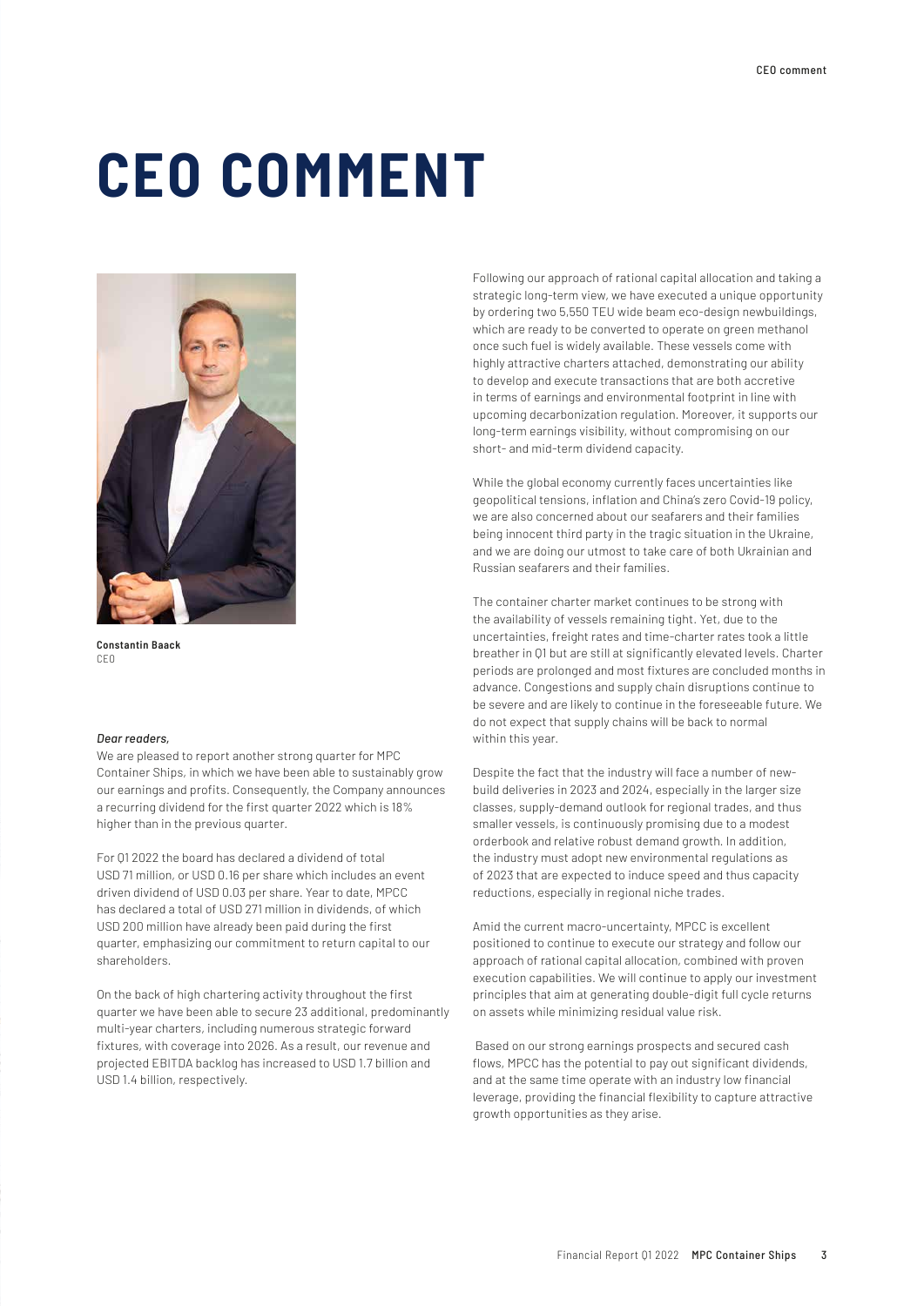# CEO COMMENT

**Constantin Baack**
CEO

*Dear readers,*

We are pleased to report another strong quarter for MPC Container Ships, in which we have been able to sustainably grow our earnings and profits. Consequently, the Company announces a recurring dividend for the first quarter 2022 which is 18% higher than in the previous quarter.

For Q1 2022 the board has declared a dividend of total USD 71 million, or USD 0.16 per share which includes an event driven dividend of USD 0.03 per share. Year to date, MPCC has declared a total of USD 271 million in dividends, of which USD 200 million have already been paid during the first quarter, emphasizing our commitment to return capital to our shareholders.

On the back of high chartering activity throughout the first quarter we have been able to secure 23 additional, predominantly multi-year charters, including numerous strategic forward fixtures, with coverage into 2026. As a result, our revenue and projected EBITDA backlog has increased to USD 1.7 billion and USD 1.4 billion, respectively.

Following our approach of rational capital allocation and taking a strategic long-term view, we have executed a unique opportunity by ordering two 5,550 TEU wide beam eco-design newbuildings, which are ready to be converted to operate on green methanol once such fuel is widely available. These vessels come with highly attractive charters attached, demonstrating our ability to develop and execute transactions that are both accretive in terms of earnings and environmental footprint in line with upcoming decarbonization regulation. Moreover, it supports our long-term earnings visibility, without compromising on our short- and mid-term dividend capacity.

While the global economy currently faces uncertainties like geopolitical tensions, inflation and China's zero Covid-19 policy, we are also concerned about our seafarers and their families being innocent third party in the tragic situation in the Ukraine, and we are doing our utmost to take care of both Ukrainian and Russian seafarers and their families.

The container charter market continues to be strong with the availability of vessels remaining tight. Yet, due to the uncertainties, freight rates and time-charter rates took a little breather in Q1 but are still at significantly elevated levels. Charter periods are prolonged and most fixtures are concluded months in advance. Congestions and supply chain disruptions continue to be severe and are likely to continue in the foreseeable future. We do not expect that supply chains will be back to normal within this year.

Despite the fact that the industry will face a number of newbuild deliveries in 2023 and 2024, especially in the larger size classes, supply-demand outlook for regional trades, and thus smaller vessels, is continuously promising due to a modest orderbook and relative robust demand growth. In addition, the industry must adopt new environmental regulations as of 2023 that are expected to induce speed and thus capacity reductions, especially in regional niche trades.

Amid the current macro-uncertainty, MPCC is excellent positioned to continue to execute our strategy and follow our approach of rational capital allocation, combined with proven execution capabilities. We will continue to apply our investment principles that aim at generating double-digit full cycle returns on assets while minimizing residual value risk.

Based on our strong earnings prospects and secured cash flows, MPCC has the potential to pay out significant dividends, and at the same time operate with an industry low financial leverage, providing the financial flexibility to capture attractive growth opportunities as they arise.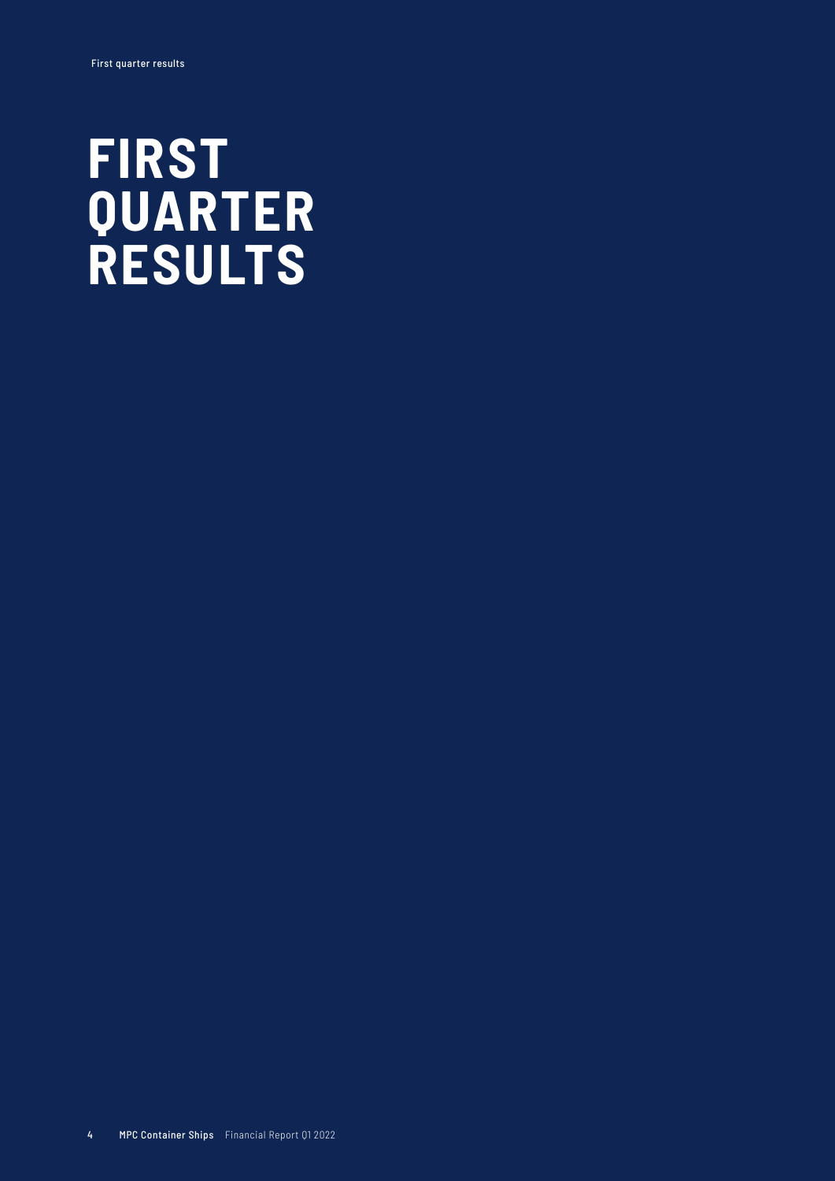# FIRST QUARTER RESULTS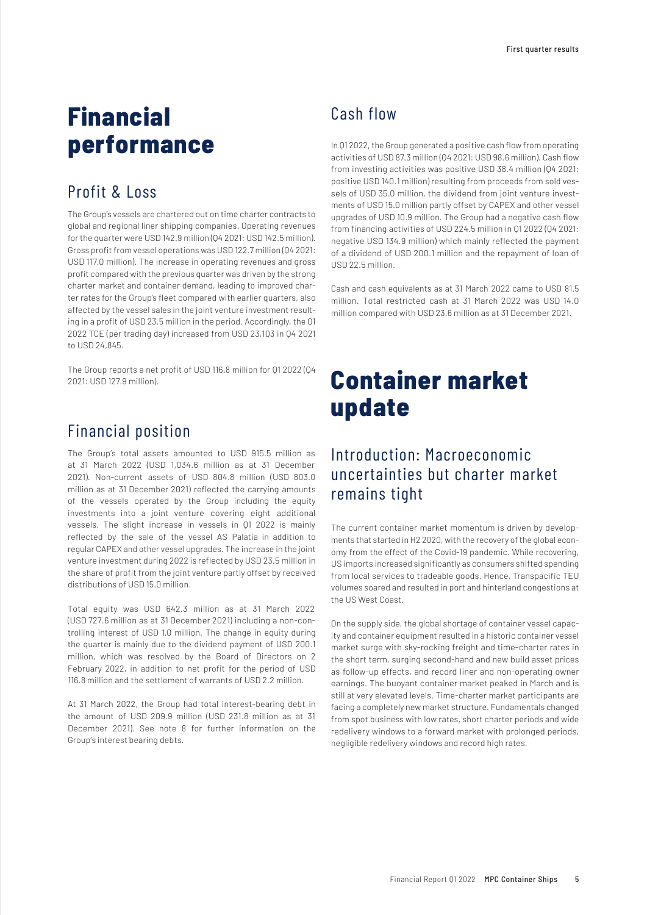# Financial performance

## Profit & Loss

The Group's vessels are chartered out on time charter contracts to global and regional liner shipping companies. Operating revenues for the quarter were USD 142.9 million (Q4 2021: USD 142.5 million). Gross profit from vessel operations was USD 122.7 million (Q4 2021: USD 117.0 million). The increase in operating revenues and gross profit compared with the previous quarter was driven by the strong charter market and container demand, leading to improved charter rates for the Group's fleet compared with earlier quarters, also affected by the vessel sales in the joint venture investment resulting in a profit of USD 23.5 million in the period. Accordingly, the Q1 2022 TCE (per trading day) increased from USD 23,103 in Q4 2021 to USD 24,845.

The Group reports a net profit of USD 116.8 million for Q1 2022 (Q4 2021: USD 127.9 million).

## Financial position

The Group's total assets amounted to USD 915.5 million as at 31 March 2022 (USD 1,034.6 million as at 31 December 2021). Non-current assets of USD 804.8 million (USD 803.0 million as at 31 December 2021) reflected the carrying amounts of the vessels operated by the Group including the equity investments into a joint venture covering eight additional vessels. The slight increase in vessels in Q1 2022 is mainly reflected by the sale of the vessel AS Palatia in addition to regular CAPEX and other vessel upgrades. The increase in the joint venture investment during 2022 is reflected by USD 23.5 million in the share of profit from the joint venture partly offset by received distributions of USD 15.0 million.

Total equity was USD 642.3 million as at 31 March 2022 (USD 727.6 million as at 31 December 2021) including a non-controlling interest of USD 1.0 million. The change in equity during the quarter is mainly due to the dividend payment of USD 200.1 million, which was resolved by the Board of Directors on 2 February 2022, in addition to net profit for the period of USD 116.8 million and the settlement of warrants of USD 2.2 million.

At 31 March 2022, the Group had total interest-bearing debt in the amount of USD 209.9 million (USD 231.8 million as at 31 December 2021). See note 8 for further information on the Group's interest bearing debts.

## Cash flow

In Q1 2022, the Group generated a positive cash flow from operating activities of USD 87.3 million (Q4 2021: USD 98.6 million). Cash flow from investing activities was positive USD 38.4 million (Q4 2021: positive USD 140.1 million) resulting from proceeds from sold vessels of USD 35.0 million, the dividend from joint venture investments of USD 15.0 million partly offset by CAPEX and other vessel upgrades of USD 10.9 million. The Group had a negative cash flow from financing activities of USD 224.5 million in Q1 2022 (Q4 2021: negative USD 134.9 million) which mainly reflected the payment of a dividend of USD 200.1 million and the repayment of loan of USD 22.5 million.

Cash and cash equivalents as at 31 March 2022 came to USD 81.5 million. Total restricted cash at 31 March 2022 was USD 14.0 million compared with USD 23.6 million as at 31 December 2021.

# Container market update

## Introduction: Macroeconomic uncertainties but charter market remains tight

The current container market momentum is driven by developments that started in H2 2020, with the recovery of the global economy from the effect of the Covid-19 pandemic. While recovering, US imports increased significantly as consumers shifted spending from local services to tradeable goods. Hence, Transpacific TEU volumes soared and resulted in port and hinterland congestions at the US West Coast.

On the supply side, the global shortage of container vessel capacity and container equipment resulted in a historic container vessel market surge with sky-rocking freight and time-charter rates in the short term, surging second-hand and new build asset prices as follow-up effects, and record liner and non-operating owner earnings. The buoyant container market peaked in March and is still at very elevated levels. Time-charter market participants are facing a completely new market structure. Fundamentals changed from spot business with low rates, short charter periods and wide redelivery windows to a forward market with prolonged periods, negligible redelivery windows and record high rates.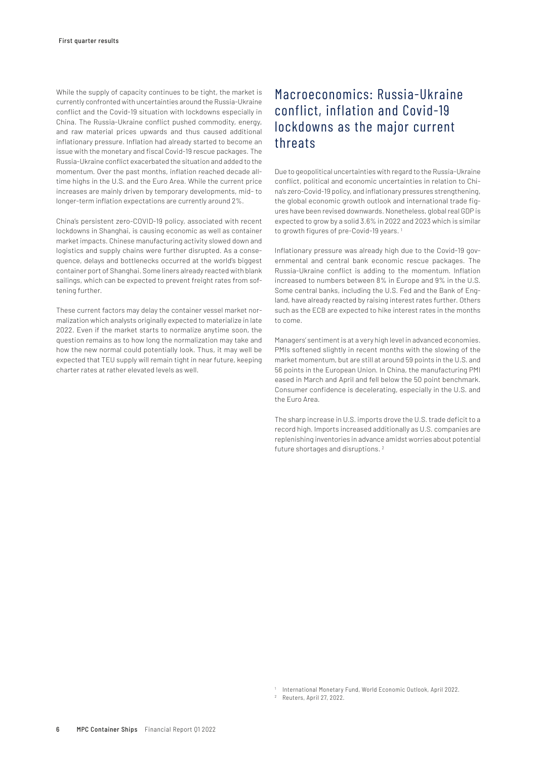While the supply of capacity continues to be tight, the market is currently confronted with uncertainties around the Russia-Ukraine conflict and the Covid-19 situation with lockdowns especially in China. The Russia-Ukraine conflict pushed commodity, energy, and raw material prices upwards and thus caused additional inflationary pressure. Inflation had already started to become an issue with the monetary and fiscal Covid-19 rescue packages. The Russia-Ukraine conflict exacerbated the situation and added to the momentum. Over the past months, inflation reached decade all-time highs in the U.S. and the Euro Area. While the current price increases are mainly driven by temporary developments, mid- to longer-term inflation expectations are currently around 2%.

China's persistent zero-COVID-19 policy, associated with recent lockdowns in Shanghai, is causing economic as well as container market impacts. Chinese manufacturing activity slowed down and logistics and supply chains were further disrupted. As a consequence, delays and bottlenecks occurred at the world's biggest container port of Shanghai. Some liners already reacted with blank sailings, which can be expected to prevent freight rates from softening further.

These current factors may delay the container vessel market normalization which analysts originally expected to materialize in late 2022. Even if the market starts to normalize anytime soon, the question remains as to how long the normalization may take and how the new normal could potentially look. Thus, it may well be expected that TEU supply will remain tight in near future, keeping charter rates at rather elevated levels as well.

## Macroeconomics: Russia-Ukraine conflict, inflation and Covid-19 lockdowns as the major current threats

Due to geopolitical uncertainties with regard to the Russia-Ukraine conflict, political and economic uncertainties in relation to China's zero-Covid-19 policy, and inflationary pressures strengthening, the global economic growth outlook and international trade figures have been revised downwards. Nonetheless, global real GDP is expected to grow by a solid 3.6% in 2022 and 2023 which is similar to growth figures of pre-Covid-19 years. [1]

Inflationary pressure was already high due to the Covid-19 governmental and central bank economic rescue packages. The Russia-Ukraine conflict is adding to the momentum. Inflation increased to numbers between 8% in Europe and 9% in the U.S. Some central banks, including the U.S. Fed and the Bank of England, have already reacted by raising interest rates further. Others such as the ECB are expected to hike interest rates in the months to come.

Managers' sentiment is at a very high level in advanced economies. PMIs softened slightly in recent months with the slowing of the market momentum, but are still at around 59 points in the U.S. and 56 points in the European Union. In China, the manufacturing PMI eased in March and April and fell below the 50 point benchmark. Consumer confidence is decelerating, especially in the U.S. and the Euro Area.

The sharp increase in U.S. imports drove the U.S. trade deficit to a record high. Imports increased additionally as U.S. companies are replenishing inventories in advance amidst worries about potential future shortages and disruptions. [2]

[1] International Monetary Fund, World Economic Outlook, April 2022.

[2] Reuters, April 27, 2022.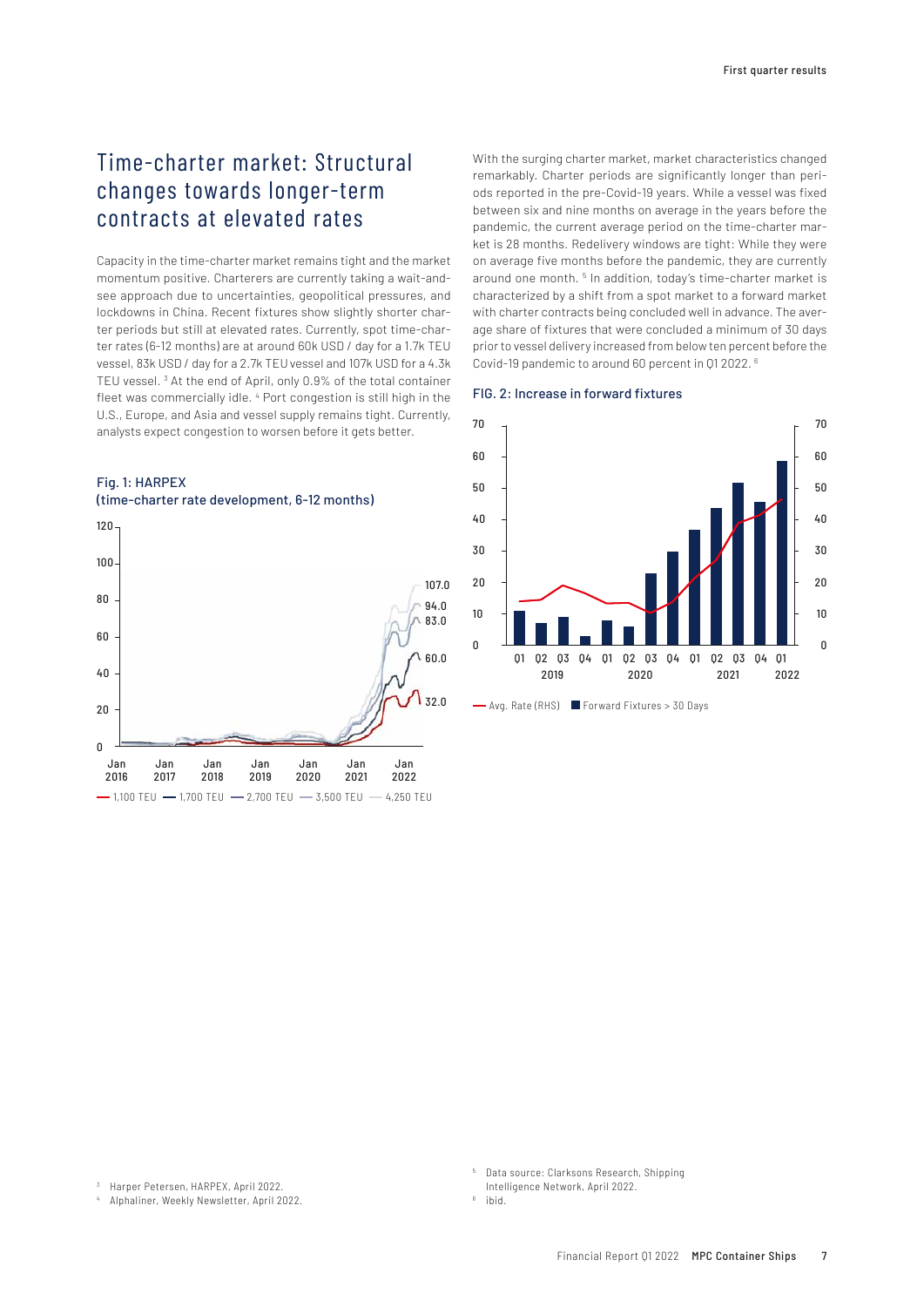## Time-charter market: Structural changes towards longer-term contracts at elevated rates

Capacity in the time-charter market remains tight and the market momentum positive. Charterers are currently taking a wait-and-see approach due to uncertainties, geopolitical pressures, and lockdowns in China. Recent fixtures show slightly shorter charter periods but still at elevated rates. Currently, spot time-charter rates (6-12 months) are at around 60k USD / day for a 1.7k TEU vessel, 83k USD / day for a 2.7k TEU vessel and 107k USD for a 4.3k TEU vessel. [3] At the end of April, only 0.9% of the total container fleet was commercially idle. [4] Port congestion is still high in the U.S., Europe, and Asia and vessel supply remains tight. Currently, analysts expect congestion to worsen before it gets better.

Fig. 1: HARPEX (time-charter rate development, 6-12 months)

With the surging charter market, market characteristics changed remarkably. Charter periods are significantly longer than periods reported in the pre-Covid-19 years. While a vessel was fixed between six and nine months on average in the years before the pandemic, the current average period on the time-charter market is 28 months. Redelivery windows are tight: While they were on average five months before the pandemic, they are currently around one month. [5] In addition, today's time-charter market is characterized by a shift from a spot market to a forward market with charter contracts being concluded well in advance. The average share of fixtures that were concluded a minimum of 30 days prior to vessel delivery increased from below ten percent before the Covid-19 pandemic to around 60 percent in Q1 2022. [6]

FIG. 2: Increase in forward fixtures

[3] Harper Petersen, HARPEX, April 2022.

[4] Alphaliner, Weekly Newsletter, April 2022.

[5] Data source: Clarksons Research, Shipping Intelligence Network, April 2022.

[6] ibid.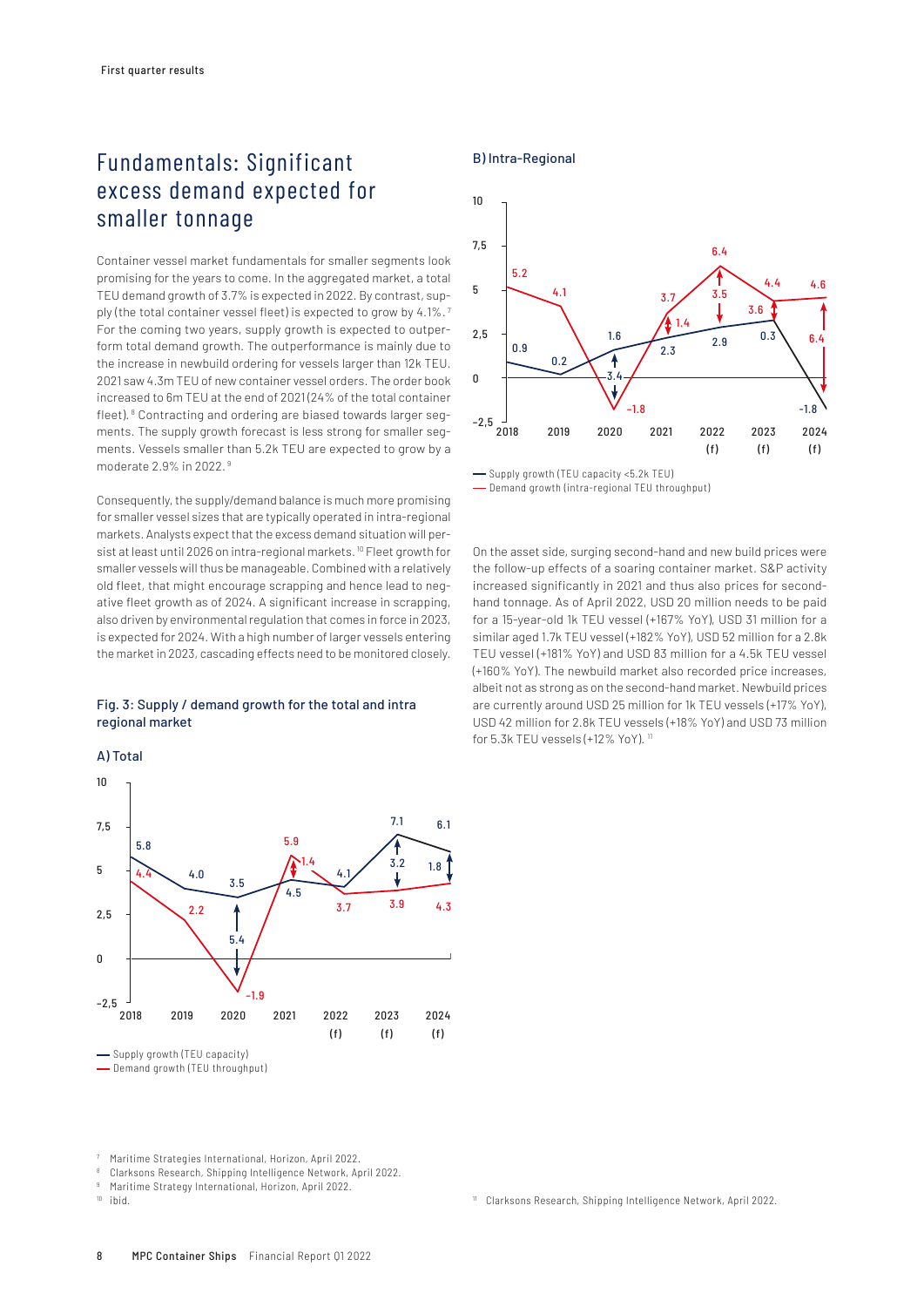# Fundamentals: Significant excess demand expected for smaller tonnage

Container vessel market fundamentals for smaller segments look promising for the years to come. In the aggregated market, a total TEU demand growth of 3.7% is expected in 2022. By contrast, supply (the total container vessel fleet) is expected to grow by 4.1%.[7] For the coming two years, supply growth is expected to outperform total demand growth. The outperformance is mainly due to the increase in newbuild ordering for vessels larger than 12k TEU. 2021 saw 4.3m TEU of new container vessel orders. The order book increased to 6m TEU at the end of 2021 (24% of the total container fleet).[8] Contracting and ordering are biased towards larger segments. The supply growth forecast is less strong for smaller segments. Vessels smaller than 5.2k TEU are expected to grow by a moderate 2.9% in 2022.[9]

Consequently, the supply/demand balance is much more promising for smaller vessel sizes that are typically operated in intra-regional markets. Analysts expect that the excess demand situation will persist at least until 2026 on intra-regional markets.[10] Fleet growth for smaller vessels will thus be manageable. Combined with a relatively old fleet, that might encourage scrapping and hence lead to negative fleet growth as of 2024. A significant increase in scrapping, also driven by environmental regulation that comes in force in 2023, is expected for 2024. With a high number of larger vessels entering the market in 2023, cascading effects need to be monitored closely.

### Fig. 3: Supply / demand growth for the total and intra regional market

**A) Total**

| | 2018 | 2019 | 2020 | 2021 | 2022 (f) | 2023 (f) | 2024 (f) |
|---|---|---|---|---|---|---|---|
| Supply growth (TEU capacity) | 5.8 | 4.0 | 3.5 | 4.5 | 4.1 | 7.1 | 6.1 |
| Demand growth (TEU throughput) | 4.4 | 2.2 | -1.9 | 5.9 | 3.7 | 3.9 | 4.3 |
| Gap | | | 5.4 | 1.4 | | 3.2 | 1.8 |

**B) Intra-Regional**

| | 2018 | 2019 | 2020 | 2021 | 2022 (f) | 2023 (f) | 2024 (f) |
|---|---|---|---|---|---|---|---|
| Supply growth (TEU capacity <5.2k TEU) | 0.9 | 0.2 | 1.6 | 2.3 | 2.9 | 3.6 | -1.8 |
| Demand growth (intra-regional TEU throughput) | 5.2 | 4.1 | -1.8 | 3.7 | 6.4 | 4.4 | 4.6 |
| Gap | | | 3.4 | 1.4 | 3.5 | 0.3 | 6.4 |

On the asset side, surging second-hand and new build prices were the follow-up effects of a soaring container market. S&P activity increased significantly in 2021 and thus also prices for second-hand tonnage. As of April 2022, USD 20 million needs to be paid for a 15-year-old 1k TEU vessel (+167% YoY), USD 31 million for a similar aged 1.7k TEU vessel (+182% YoY), USD 52 million for a 2.8k TEU vessel (+181% YoY) and USD 83 million for a 4.5k TEU vessel (+160% YoY). The newbuild market also recorded price increases, albeit not as strong as on the second-hand market. Newbuild prices are currently around USD 25 million for 1k TEU vessels (+17% YoY), USD 42 million for 2.8k TEU vessels (+18% YoY) and USD 73 million for 5.3k TEU vessels (+12% YoY).[11]

[7] Maritime Strategies International, Horizon, April 2022.
[8] Clarksons Research, Shipping Intelligence Network, April 2022.
[9] Maritime Strategy International, Horizon, April 2022.
[10] ibid.
[11] Clarksons Research, Shipping Intelligence Network, April 2022.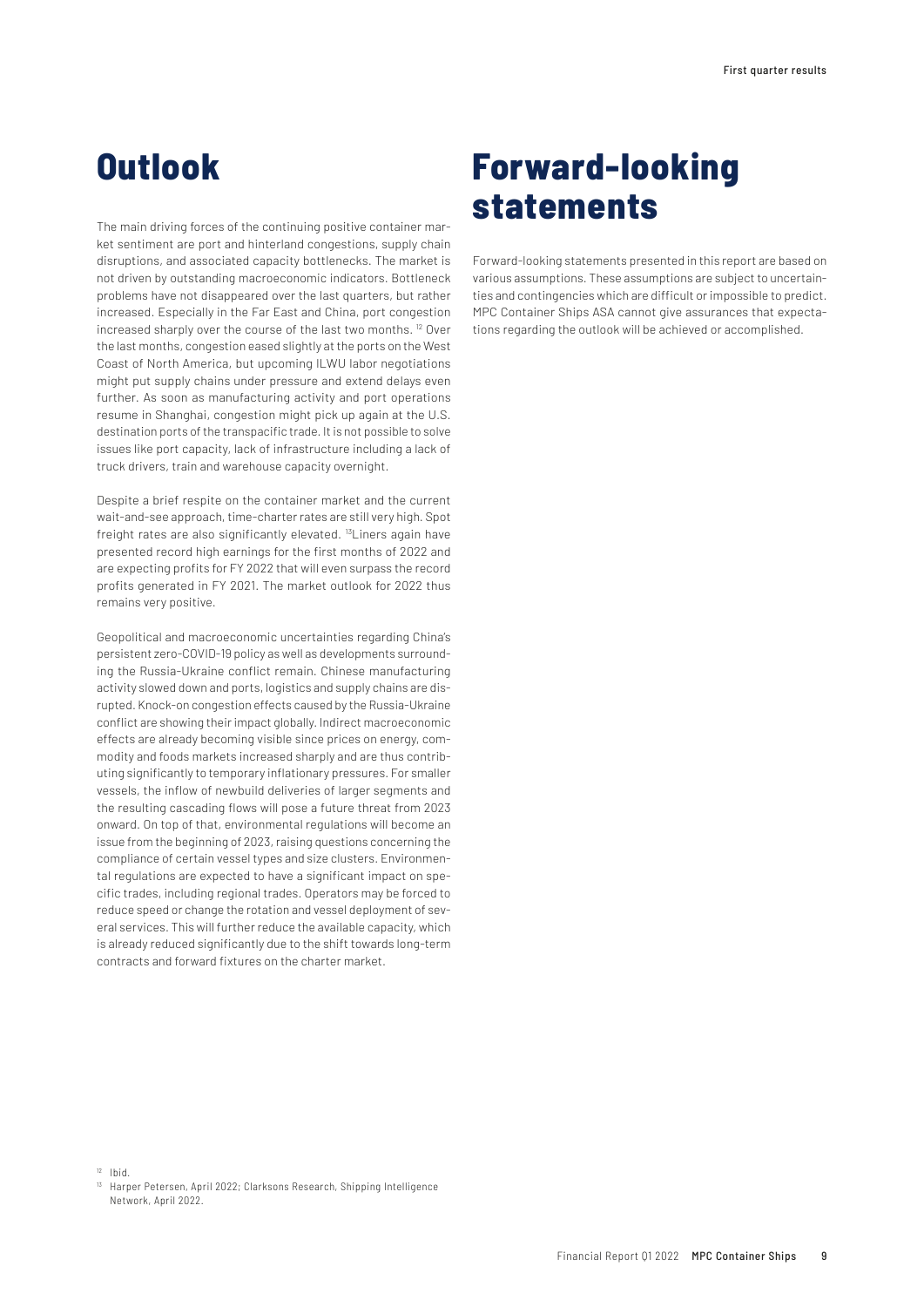# Outlook

The main driving forces of the continuing positive container market sentiment are port and hinterland congestions, supply chain disruptions, and associated capacity bottlenecks. The market is not driven by outstanding macroeconomic indicators. Bottleneck problems have not disappeared over the last quarters, but rather increased. Especially in the Far East and China, port congestion increased sharply over the course of the last two months. [12] Over the last months, congestion eased slightly at the ports on the West Coast of North America, but upcoming ILWU labor negotiations might put supply chains under pressure and extend delays even further. As soon as manufacturing activity and port operations resume in Shanghai, congestion might pick up again at the U.S. destination ports of the transpacific trade. It is not possible to solve issues like port capacity, lack of infrastructure including a lack of truck drivers, train and warehouse capacity overnight.

Despite a brief respite on the container market and the current wait-and-see approach, time-charter rates are still very high. Spot freight rates are also significantly elevated. [13] Liners again have presented record high earnings for the first months of 2022 and are expecting profits for FY 2022 that will even surpass the record profits generated in FY 2021. The market outlook for 2022 thus remains very positive.

Geopolitical and macroeconomic uncertainties regarding China's persistent zero-COVID-19 policy as well as developments surrounding the Russia-Ukraine conflict remain. Chinese manufacturing activity slowed down and ports, logistics and supply chains are disrupted. Knock-on congestion effects caused by the Russia-Ukraine conflict are showing their impact globally. Indirect macroeconomic effects are already becoming visible since prices on energy, commodity and foods markets increased sharply and are thus contributing significantly to temporary inflationary pressures. For smaller vessels, the inflow of newbuild deliveries of larger segments and the resulting cascading flows will pose a future threat from 2023 onward. On top of that, environmental regulations will become an issue from the beginning of 2023, raising questions concerning the compliance of certain vessel types and size clusters. Environmental regulations are expected to have a significant impact on specific trades, including regional trades. Operators may be forced to reduce speed or change the rotation and vessel deployment of several services. This will further reduce the available capacity, which is already reduced significantly due to the shift towards long-term contracts and forward fixtures on the charter market.

# Forward-looking statements

Forward-looking statements presented in this report are based on various assumptions. These assumptions are subject to uncertainties and contingencies which are difficult or impossible to predict. MPC Container Ships ASA cannot give assurances that expectations regarding the outlook will be achieved or accomplished.

[12] Ibid.

[13] Harper Petersen, April 2022; Clarksons Research, Shipping Intelligence Network, April 2022.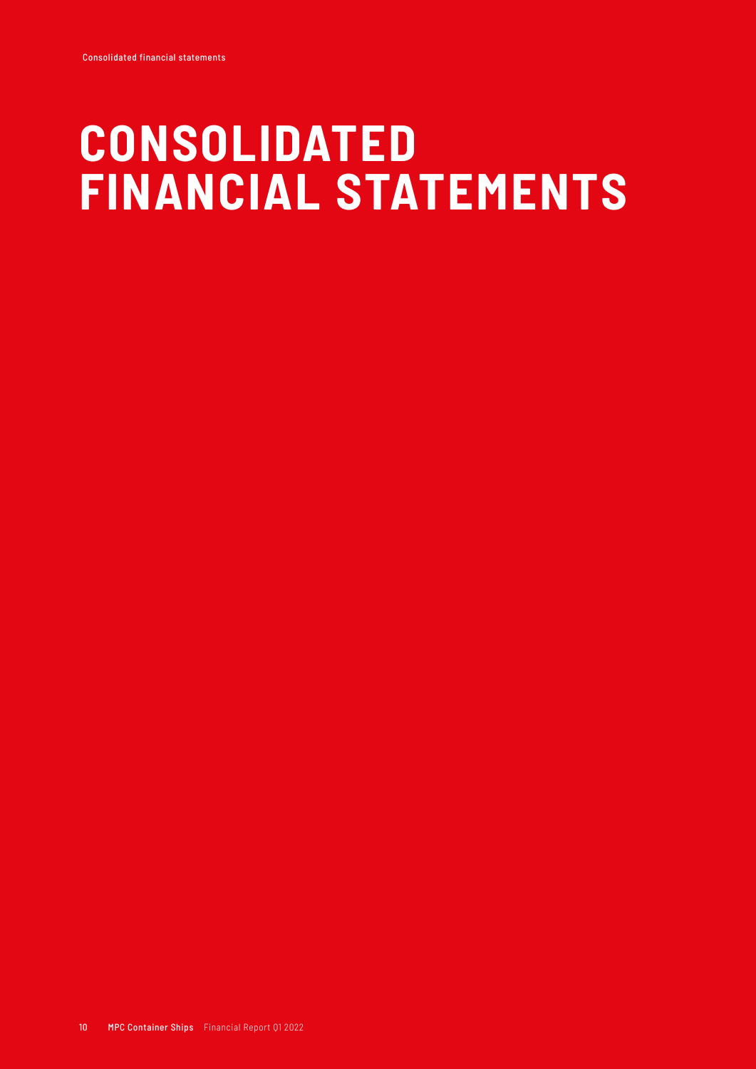# CONSOLIDATED FINANCIAL STATEMENTS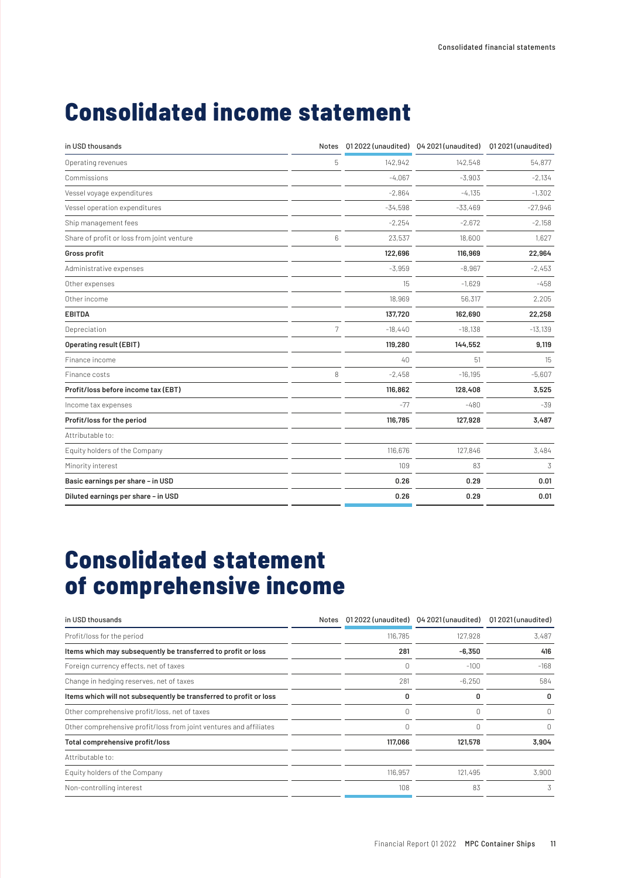# Consolidated income statement

| in USD thousands | Notes | Q1 2022 (unaudited) | Q4 2021 (unaudited) | Q1 2021 (unaudited) |
|---|---|---|---|---|
| Operating revenues | 5 | 142,942 | 142,548 | 54,877 |
| Commissions | | -4,067 | -3,903 | -2,134 |
| Vessel voyage expenditures | | -2,864 | -4,135 | -1,302 |
| Vessel operation expenditures | | -34,598 | -33,469 | -27,946 |
| Ship management fees | | -2,254 | -2,672 | -2,158 |
| Share of profit or loss from joint venture | 6 | 23,537 | 18,600 | 1,627 |
| **Gross profit** | | **122,696** | **116,969** | **22,964** |
| Administrative expenses | | -3,959 | -8,967 | -2,453 |
| Other expenses | | 15 | -1,629 | -458 |
| Other income | | 18,969 | 56,317 | 2,205 |
| **EBITDA** | | **137,720** | **162,690** | **22,258** |
| Depreciation | 7 | -18,440 | -18,138 | -13,139 |
| **Operating result (EBIT)** | | **119,280** | **144,552** | **9,119** |
| Finance income | | 40 | 51 | 15 |
| Finance costs | 8 | -2,458 | -16,195 | -5,607 |
| **Profit/loss before income tax (EBT)** | | **116,862** | **128,408** | **3,525** |
| Income tax expenses | | -77 | -480 | -39 |
| **Profit/loss for the period** | | **116,785** | **127,928** | **3,487** |
| Attributable to: | | | | |
| Equity holders of the Company | | 116,676 | 127,846 | 3,484 |
| Minority interest | | 109 | 83 | 3 |
| **Basic earnings per share – in USD** | | **0.26** | **0.29** | **0.01** |
| **Diluted earnings per share – in USD** | | **0.26** | **0.29** | **0.01** |

# Consolidated statement of comprehensive income

| in USD thousands | Notes | Q1 2022 (unaudited) | Q4 2021 (unaudited) | Q1 2021 (unaudited) |
|---|---|---|---|---|
| Profit/loss for the period | | 116,785 | 127,928 | 3,487 |
| **Items which may subsequently be transferred to profit or loss** | | **281** | **-6,350** | **416** |
| Foreign currency effects, net of taxes | | 0 | -100 | -168 |
| Change in hedging reserves, net of taxes | | 281 | -6,250 | 584 |
| **Items which will not subsequently be transferred to profit or loss** | | **0** | **0** | **0** |
| Other comprehensive profit/loss, net of taxes | | 0 | 0 | 0 |
| Other comprehensive profit/loss from joint ventures and affiliates | | 0 | 0 | 0 |
| **Total comprehensive profit/loss** | | **117,066** | **121,578** | **3,904** |
| Attributable to: | | | | |
| Equity holders of the Company | | 116,957 | 121,495 | 3,900 |
| Non-controlling interest | | 108 | 83 | 3 |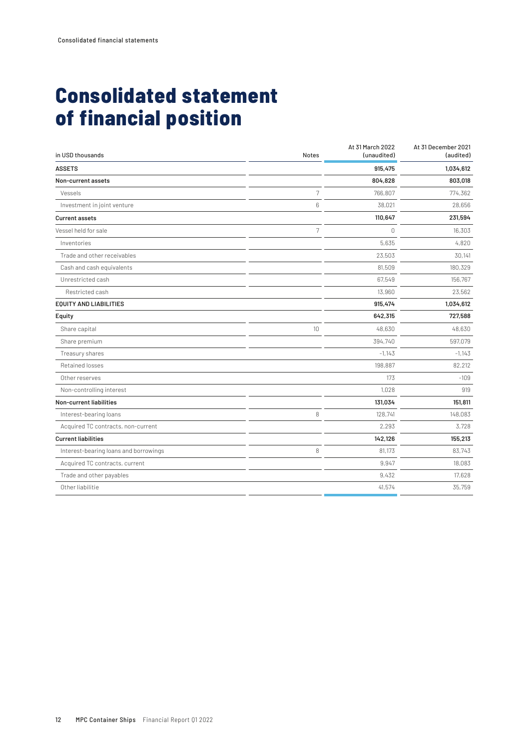# Consolidated statement of financial position

| in USD thousands | Notes | At 31 March 2022 (unaudited) | At 31 December 2021 (audited) |
|---|---|---|---|
| **ASSETS** | | **915,475** | **1,034,612** |
| **Non-current assets** | | **804,828** | **803,018** |
| Vessels | 7 | 766,807 | 774,362 |
| Investment in joint venture | 6 | 38,021 | 28,656 |
| **Current assets** | | **110,647** | **231,594** |
| Vessel held for sale | 7 | 0 | 16,303 |
| Inventories | | 5,635 | 4,820 |
| Trade and other receivables | | 23,503 | 30,141 |
| Cash and cash equivalents | | 81,509 | 180,329 |
| Unrestricted cash | | 67,549 | 156,767 |
| Restricted cash | | 13,960 | 23,562 |
| **EQUITY AND LIABILITIES** | | **915,474** | **1,034,612** |
| **Equity** | | **642,315** | **727,588** |
| Share capital | 10 | 48,630 | 48,630 |
| Share premium | | 394,740 | 597,079 |
| Treasury shares | | -1,143 | -1,143 |
| Retained losses | | 198,887 | 82,212 |
| Other reserves | | 173 | -109 |
| Non-controlling interest | | 1,028 | 919 |
| **Non-current liabilities** | | **131,034** | **151,811** |
| Interest-bearing loans | 8 | 128,741 | 148,083 |
| Acquired TC contracts, non-current | | 2,293 | 3,728 |
| **Current liabilities** | | **142,126** | **155,213** |
| Interest-bearing loans and borrowings | 8 | 81,173 | 83,743 |
| Acquired TC contracts, current | | 9,947 | 18,083 |
| Trade and other payables | | 9,432 | 17,628 |
| Other liabilitie | | 41,574 | 35,759 |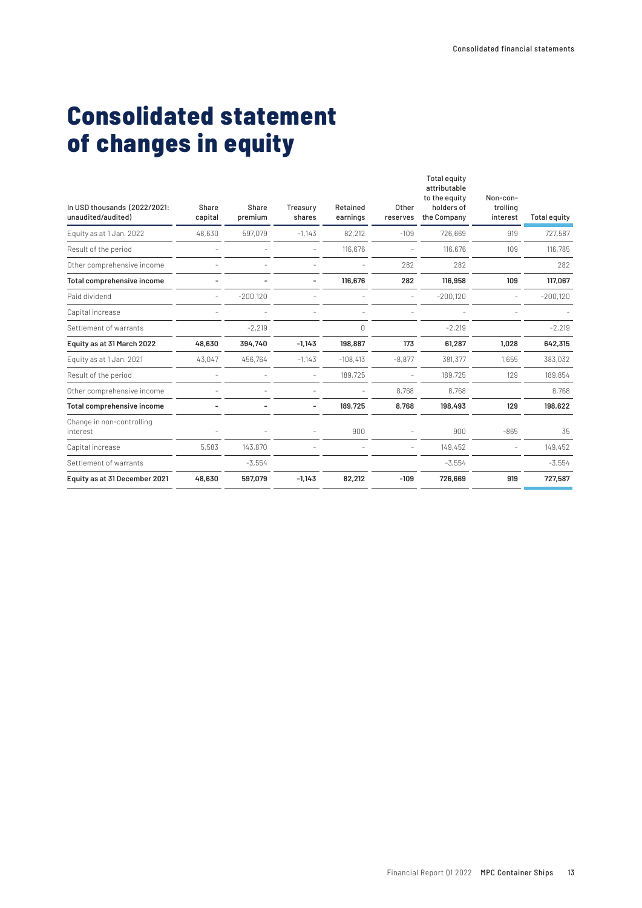# Consolidated statement of changes in equity

| In USD thousands (2022/2021: unaudited/audited) | Share capital | Share premium | Treasury shares | Retained earnings | Other reserves | Total equity attributable to the equity holders of the Company | Non-controlling interest | Total equity |
|---|---|---|---|---|---|---|---|---|
| Equity as at 1 Jan. 2022 | 48,630 | 597,079 | -1,143 | 82,212 | -109 | 726,669 | 919 | 727,587 |
| Result of the period | - | - | - | 116,676 | - | 116,676 | 109 | 116,785 |
| Other comprehensive income | - | - | - | - | 282 | 282 | | 282 |
| **Total comprehensive income** | **-** | **-** | **-** | **116,676** | **282** | **116,958** | **109** | **117,067** |
| Paid dividend | - | -200,120 | - | - | - | -200,120 | - | -200,120 |
| Capital increase | - | - | - | - | - | - | - | - |
| Settlement of warrants | | -2,219 | | 0 | | -2,219 | | -2,219 |
| **Equity as at 31 March 2022** | **48,630** | **394,740** | **-1,143** | **198,887** | **173** | **61,287** | **1,028** | **642,315** |
| Equity as at 1 Jan. 2021 | 43,047 | 456,764 | -1,143 | -108,413 | -8,877 | 381,377 | 1,655 | 383,032 |
| Result of the period | - | - | - | 189,725 | - | 189,725 | 129 | 189,854 |
| Other comprehensive income | - | - | - | - | 8,768 | 8,768 | | 8,768 |
| **Total comprehensive income** | **-** | **-** | **-** | **189,725** | **8,768** | **198,493** | **129** | **198,622** |
| Change in non-controlling interest | - | - | - | 900 | - | 900 | -865 | 35 |
| Capital increase | 5,583 | 143,870 | - | - | - | 149,452 | - | 149,452 |
| Settlement of warrants | | -3,554 | | | | -3,554 | | -3,554 |
| **Equity as at 31 December 2021** | **48,630** | **597,079** | **-1,143** | **82,212** | **-109** | **726,669** | **919** | **727,587** |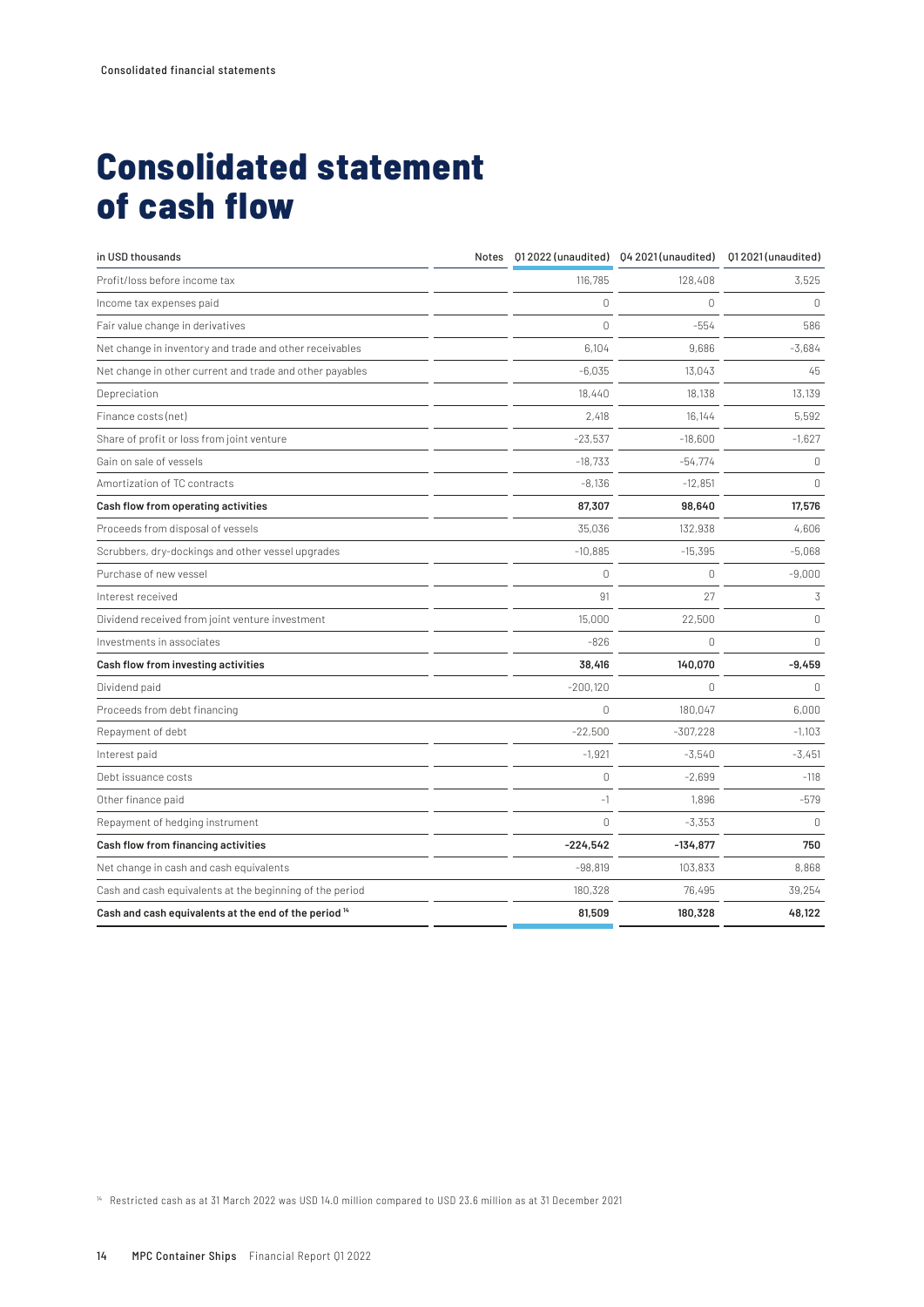# Consolidated statement of cash flow

| in USD thousands | Notes | Q1 2022 (unaudited) | Q4 2021 (unaudited) | Q1 2021 (unaudited) |
|---|---|---|---|---|
| Profit/loss before income tax | | 116,785 | 128,408 | 3,525 |
| Income tax expenses paid | | 0 | 0 | 0 |
| Fair value change in derivatives | | 0 | -554 | 586 |
| Net change in inventory and trade and other receivables | | 6,104 | 9,686 | -3,684 |
| Net change in other current and trade and other payables | | -6,035 | 13,043 | 45 |
| Depreciation | | 18,440 | 18,138 | 13,139 |
| Finance costs (net) | | 2,418 | 16,144 | 5,592 |
| Share of profit or loss from joint venture | | -23,537 | -18,600 | -1,627 |
| Gain on sale of vessels | | -18,733 | -54,774 | 0 |
| Amortization of TC contracts | | -8,136 | -12,851 | 0 |
| **Cash flow from operating activities** | | **87,307** | **98,640** | **17,576** |
| Proceeds from disposal of vessels | | 35,036 | 132,938 | 4,606 |
| Scrubbers, dry-dockings and other vessel upgrades | | -10,885 | -15,395 | -5,068 |
| Purchase of new vessel | | 0 | 0 | -9,000 |
| Interest received | | 91 | 27 | 3 |
| Dividend received from joint venture investment | | 15,000 | 22,500 | 0 |
| Investments in associates | | -826 | 0 | 0 |
| **Cash flow from investing activities** | | **38,416** | **140,070** | **-9,459** |
| Dividend paid | | -200,120 | 0 | 0 |
| Proceeds from debt financing | | 0 | 180,047 | 6,000 |
| Repayment of debt | | -22,500 | -307,228 | -1,103 |
| Interest paid | | -1,921 | -3,540 | -3,451 |
| Debt issuance costs | | 0 | -2,699 | -118 |
| Other finance paid | | -1 | 1,896 | -579 |
| Repayment of hedging instrument | | 0 | -3,353 | 0 |
| **Cash flow from financing activities** | | **-224,542** | **-134,877** | **750** |
| Net change in cash and cash equivalents | | -98,819 | 103,833 | 8,868 |
| Cash and cash equivalents at the beginning of the period | | 180,328 | 76,495 | 39,254 |
| **Cash and cash equivalents at the end of the period [14]** | | **81,509** | **180,328** | **48,122** |

[14] Restricted cash as at 31 March 2022 was USD 14.0 million compared to USD 23.6 million as at 31 December 2021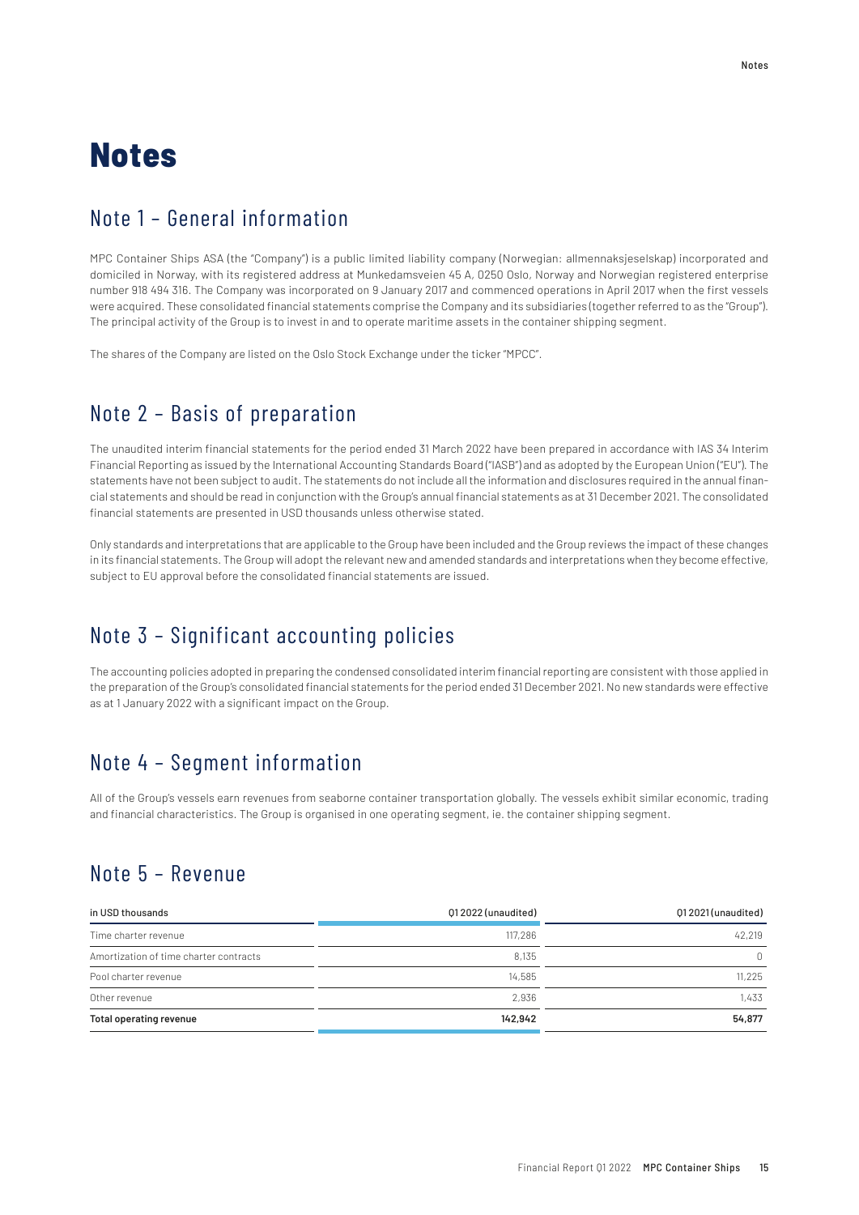# Notes

## Note 1 – General information

MPC Container Ships ASA (the "Company") is a public limited liability company (Norwegian: allmennaksjeselskap) incorporated and domiciled in Norway, with its registered address at Munkedamsveien 45 A, 0250 Oslo, Norway and Norwegian registered enterprise number 918 494 316. The Company was incorporated on 9 January 2017 and commenced operations in April 2017 when the first vessels were acquired. These consolidated financial statements comprise the Company and its subsidiaries (together referred to as the "Group"). The principal activity of the Group is to invest in and to operate maritime assets in the container shipping segment.

The shares of the Company are listed on the Oslo Stock Exchange under the ticker "MPCC".

## Note 2 – Basis of preparation

The unaudited interim financial statements for the period ended 31 March 2022 have been prepared in accordance with IAS 34 Interim Financial Reporting as issued by the International Accounting Standards Board ("IASB") and as adopted by the European Union ("EU"). The statements have not been subject to audit. The statements do not include all the information and disclosures required in the annual financial statements and should be read in conjunction with the Group's annual financial statements as at 31 December 2021. The consolidated financial statements are presented in USD thousands unless otherwise stated.

Only standards and interpretations that are applicable to the Group have been included and the Group reviews the impact of these changes in its financial statements. The Group will adopt the relevant new and amended standards and interpretations when they become effective, subject to EU approval before the consolidated financial statements are issued.

## Note 3 – Significant accounting policies

The accounting policies adopted in preparing the condensed consolidated interim financial reporting are consistent with those applied in the preparation of the Group's consolidated financial statements for the period ended 31 December 2021. No new standards were effective as at 1 January 2022 with a significant impact on the Group.

## Note 4 – Segment information

All of the Group's vessels earn revenues from seaborne container transportation globally. The vessels exhibit similar economic, trading and financial characteristics. The Group is organised in one operating segment, ie. the container shipping segment.

## Note 5 – Revenue

| in USD thousands | Q1 2022 (unaudited) | Q1 2021 (unaudited) |
|---|---|---|
| Time charter revenue | 117,286 | 42,219 |
| Amortization of time charter contracts | 8,135 | 0 |
| Pool charter revenue | 14,585 | 11,225 |
| Other revenue | 2,936 | 1,433 |
| **Total operating revenue** | **142,942** | **54,877** |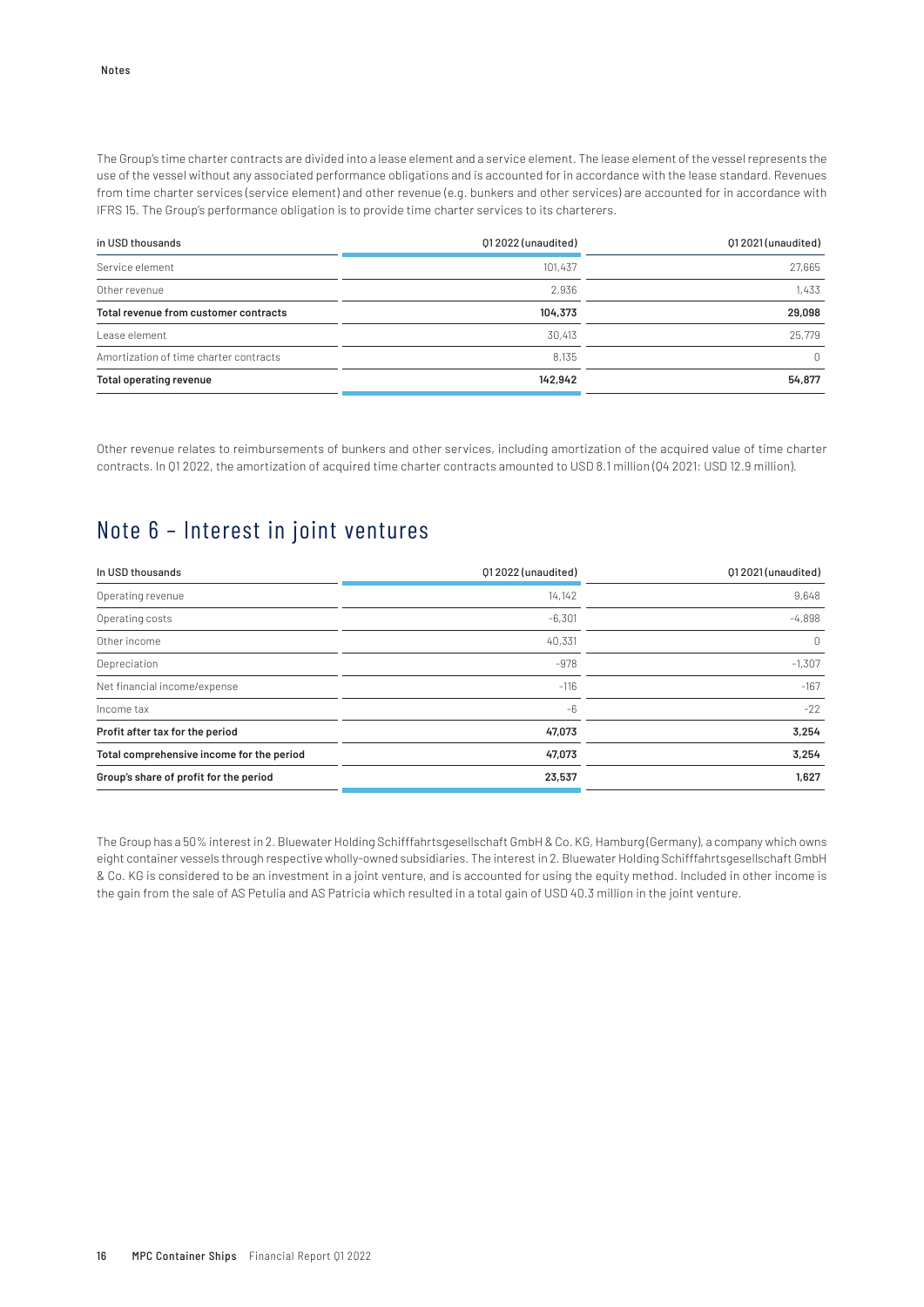The Group's time charter contracts are divided into a lease element and a service element. The lease element of the vessel represents the use of the vessel without any associated performance obligations and is accounted for in accordance with the lease standard. Revenues from time charter services (service element) and other revenue (e.g. bunkers and other services) are accounted for in accordance with IFRS 15. The Group's performance obligation is to provide time charter services to its charterers.

| in USD thousands | Q1 2022 (unaudited) | Q1 2021 (unaudited) |
|---|---|---|
| Service element | 101,437 | 27,665 |
| Other revenue | 2,936 | 1,433 |
| **Total revenue from customer contracts** | **104,373** | **29,098** |
| Lease element | 30,413 | 25,779 |
| Amortization of time charter contracts | 8,135 | 0 |
| **Total operating revenue** | **142,942** | **54,877** |

Other revenue relates to reimbursements of bunkers and other services, including amortization of the acquired value of time charter contracts. In Q1 2022, the amortization of acquired time charter contracts amounted to USD 8.1 million (Q4 2021: USD 12.9 million).

## Note 6 – Interest in joint ventures

| In USD thousands | Q1 2022 (unaudited) | Q1 2021 (unaudited) |
|---|---|---|
| Operating revenue | 14,142 | 9,648 |
| Operating costs | -6,301 | -4,898 |
| Other income | 40,331 | 0 |
| Depreciation | -978 | -1,307 |
| Net financial income/expense | -116 | -167 |
| Income tax | -6 | -22 |
| **Profit after tax for the period** | **47,073** | **3,254** |
| **Total comprehensive income for the period** | **47,073** | **3,254** |
| **Group's share of profit for the period** | **23,537** | **1,627** |

The Group has a 50% interest in 2. Bluewater Holding Schifffahrtsgesellschaft GmbH & Co. KG, Hamburg (Germany), a company which owns eight container vessels through respective wholly-owned subsidiaries. The interest in 2. Bluewater Holding Schifffahrtsgesellschaft GmbH & Co. KG is considered to be an investment in a joint venture, and is accounted for using the equity method. Included in other income is the gain from the sale of AS Petulia and AS Patricia which resulted in a total gain of USD 40.3 million in the joint venture.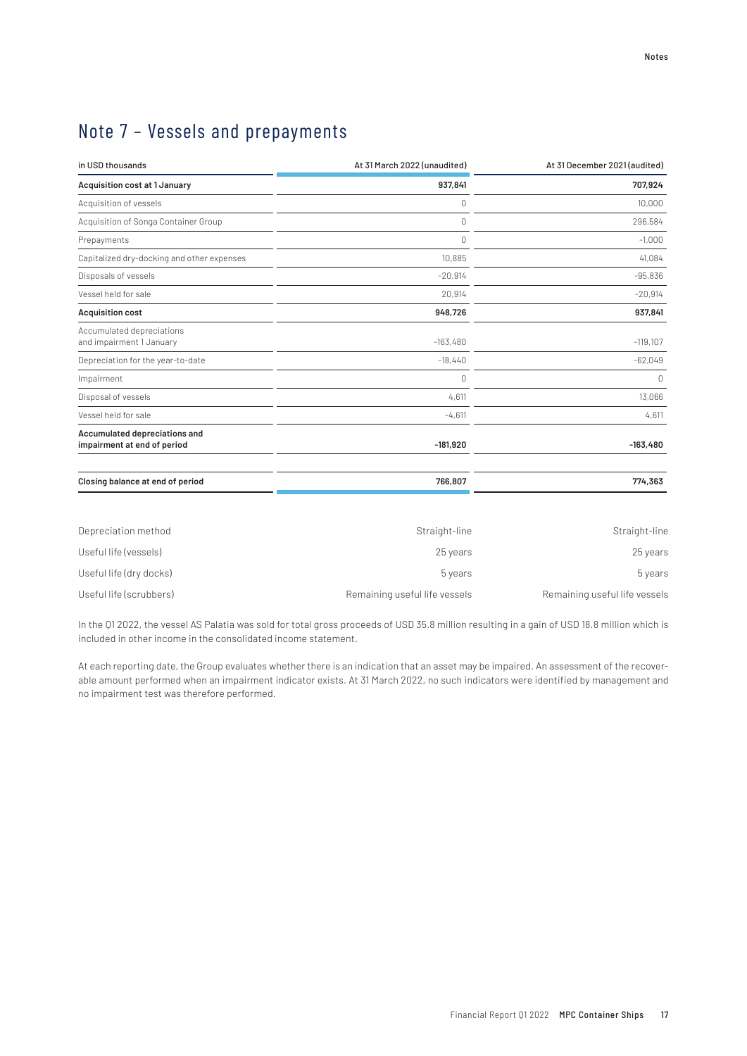# Note 7 – Vessels and prepayments

| in USD thousands | At 31 March 2022 (unaudited) | At 31 December 2021 (audited) |
|---|---|---|
| **Acquisition cost at 1 January** | **937,841** | **707,924** |
| Acquisition of vessels | 0 | 10,000 |
| Acquisition of Songa Container Group | 0 | 296,584 |
| Prepayments | 0 | -1,000 |
| Capitalized dry-docking and other expenses | 10,885 | 41,084 |
| Disposals of vessels | -20,914 | -95,836 |
| Vessel held for sale | 20,914 | -20,914 |
| **Acquisition cost** | **948,726** | **937,841** |
| Accumulated depreciations and impairment 1 January | -163,480 | -119,107 |
| Depreciation for the year-to-date | -18,440 | -62,049 |
| Impairment | 0 | 0 |
| Disposal of vessels | 4,611 | 13,066 |
| Vessel held for sale | -4,611 | 4,611 |
| **Accumulated depreciations and impairment at end of period** | **-181,920** | **-163,480** |
| **Closing balance at end of period** | **766,807** | **774,363** |

| | | |
|---|---|---|
| Depreciation method | Straight-line | Straight-line |
| Useful life (vessels) | 25 years | 25 years |
| Useful life (dry docks) | 5 years | 5 years |
| Useful life (scrubbers) | Remaining useful life vessels | Remaining useful life vessels |

In the Q1 2022, the vessel AS Palatia was sold for total gross proceeds of USD 35.8 million resulting in a gain of USD 18.8 million which is included in other income in the consolidated income statement.

At each reporting date, the Group evaluates whether there is an indication that an asset may be impaired. An assessment of the recoverable amount performed when an impairment indicator exists. At 31 March 2022, no such indicators were identified by management and no impairment test was therefore performed.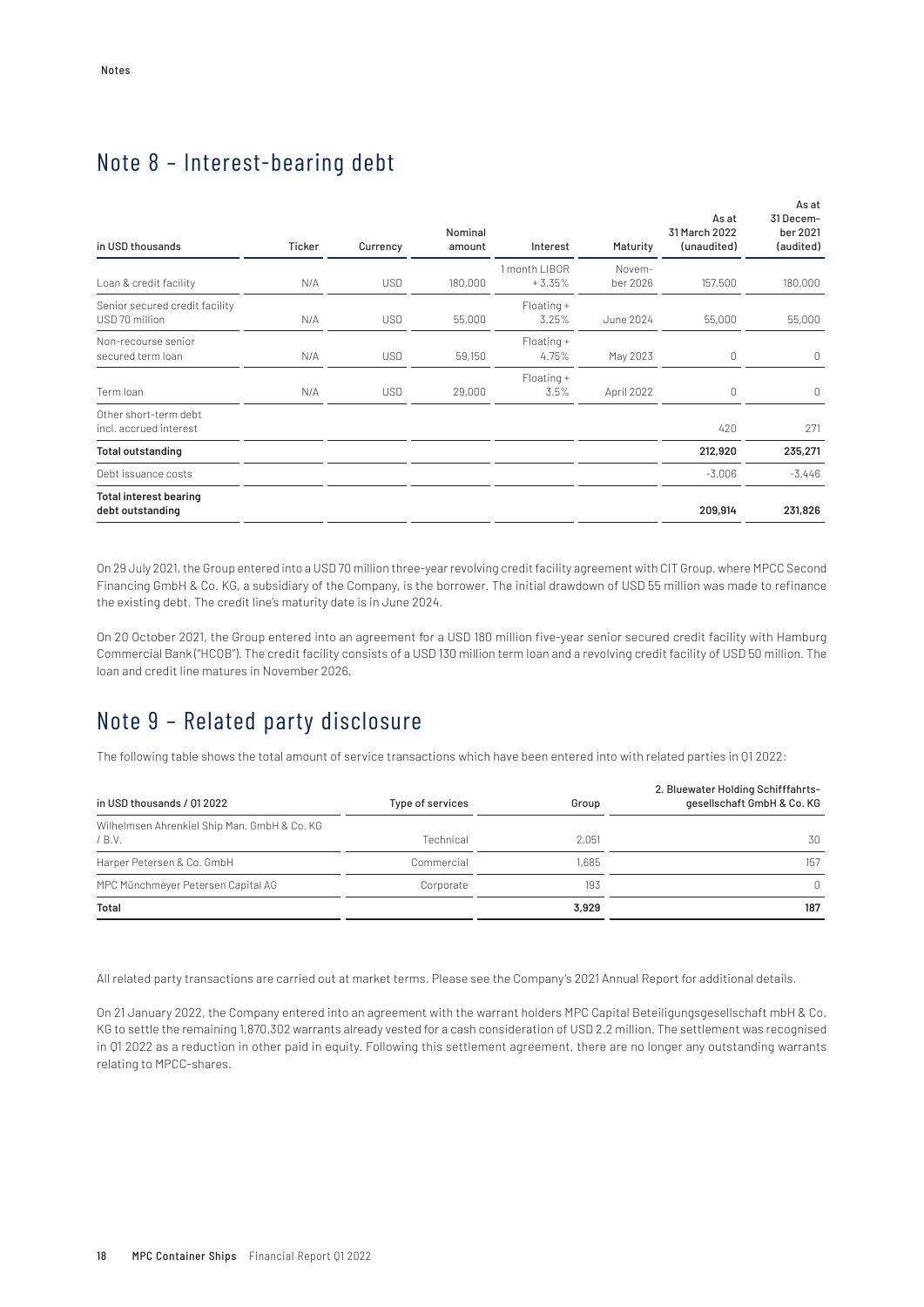## Note 8 – Interest-bearing debt

| in USD thousands | Ticker | Currency | Nominal amount | Interest | Maturity | As at 31 March 2022 (unaudited) | As at 31 December 2021 (audited) |
|---|---|---|---|---|---|---|---|
| Loan & credit facility | N/A | USD | 180,000 | 1 month LIBOR + 3.35% | November 2026 | 157,500 | 180,000 |
| Senior secured credit facility USD 70 million | N/A | USD | 55,000 | Floating + 3.25% | June 2024 | 55,000 | 55,000 |
| Non-recourse senior secured term loan | N/A | USD | 59,150 | Floating + 4.75% | May 2023 | 0 | 0 |
| Term loan | N/A | USD | 29,000 | Floating + 3.5% | April 2022 | 0 | 0 |
| Other short-term debt incl. accrued interest | | | | | | 420 | 271 |
| **Total outstanding** | | | | | | **212,920** | **235,271** |
| Debt issuance costs | | | | | | -3,006 | -3,446 |
| **Total interest bearing debt outstanding** | | | | | | **209,914** | **231,826** |

On 29 July 2021, the Group entered into a USD 70 million three-year revolving credit facility agreement with CIT Group, where MPCC Second Financing GmbH & Co. KG, a subsidiary of the Company, is the borrower. The initial drawdown of USD 55 million was made to refinance the existing debt. The credit line's maturity date is in June 2024.

On 20 October 2021, the Group entered into an agreement for a USD 180 million five-year senior secured credit facility with Hamburg Commercial Bank ("HCOB"). The credit facility consists of a USD 130 million term loan and a revolving credit facility of USD 50 million. The loan and credit line matures in November 2026.

## Note 9 – Related party disclosure

The following table shows the total amount of service transactions which have been entered into with related parties in Q1 2022:

| in USD thousands / Q1 2022 | Type of services | Group | 2. Bluewater Holding Schifffahrtsgesellschaft GmbH & Co. KG |
|---|---|---|---|
| Wilhelmsen Ahrenkiel Ship Man. GmbH & Co. KG / B.V. | Technical | 2,051 | 30 |
| Harper Petersen & Co. GmbH | Commercial | 1,685 | 157 |
| MPC Münchmeyer Petersen Capital AG | Corporate | 193 | 0 |
| **Total** | | **3,929** | **187** |

All related party transactions are carried out at market terms. Please see the Company's 2021 Annual Report for additional details.

On 21 January 2022, the Company entered into an agreement with the warrant holders MPC Capital Beteiligungsgesellschaft mbH & Co. KG to settle the remaining 1,870,302 warrants already vested for a cash consideration of USD 2.2 million. The settlement was recognised in Q1 2022 as a reduction in other paid in equity. Following this settlement agreement, there are no longer any outstanding warrants relating to MPCC-shares.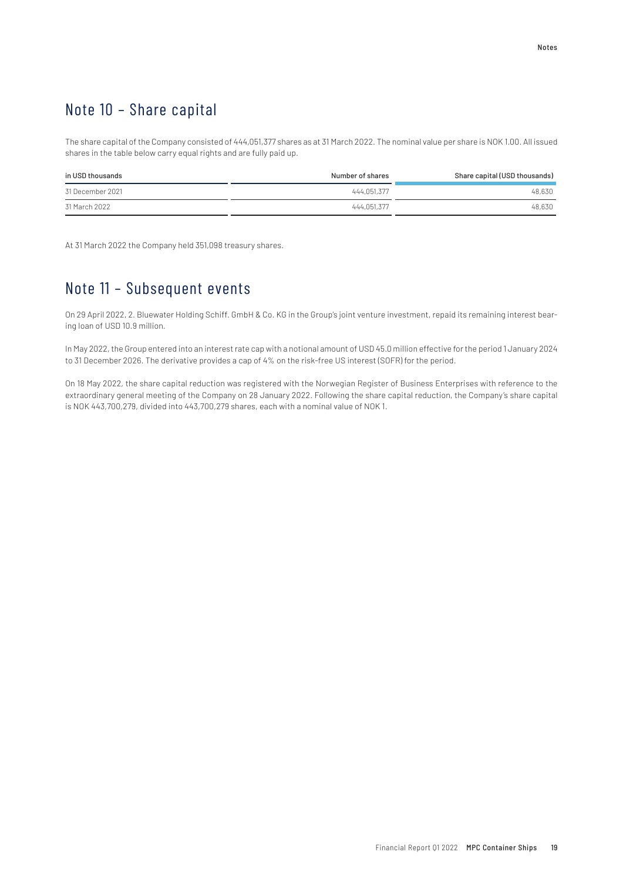## Note 10 – Share capital

The share capital of the Company consisted of 444,051,377 shares as at 31 March 2022. The nominal value per share is NOK 1.00. All issued shares in the table below carry equal rights and are fully paid up.

| in USD thousands | Number of shares | Share capital (USD thousands) |
|---|---|---|
| 31 December 2021 | 444,051,377 | 48,630 |
| 31 March 2022 | 444,051,377 | 48,630 |

At 31 March 2022 the Company held 351,098 treasury shares.

## Note 11 – Subsequent events

On 29 April 2022, 2. Bluewater Holding Schiff. GmbH & Co. KG in the Group's joint venture investment, repaid its remaining interest bearing loan of USD 10.9 million.

In May 2022, the Group entered into an interest rate cap with a notional amount of USD 45.0 million effective for the period 1 January 2024 to 31 December 2026. The derivative provides a cap of 4% on the risk-free US interest (SOFR) for the period.

On 18 May 2022, the share capital reduction was registered with the Norwegian Register of Business Enterprises with reference to the extraordinary general meeting of the Company on 28 January 2022. Following the share capital reduction, the Company's share capital is NOK 443,700,279, divided into 443,700,279 shares, each with a nominal value of NOK 1.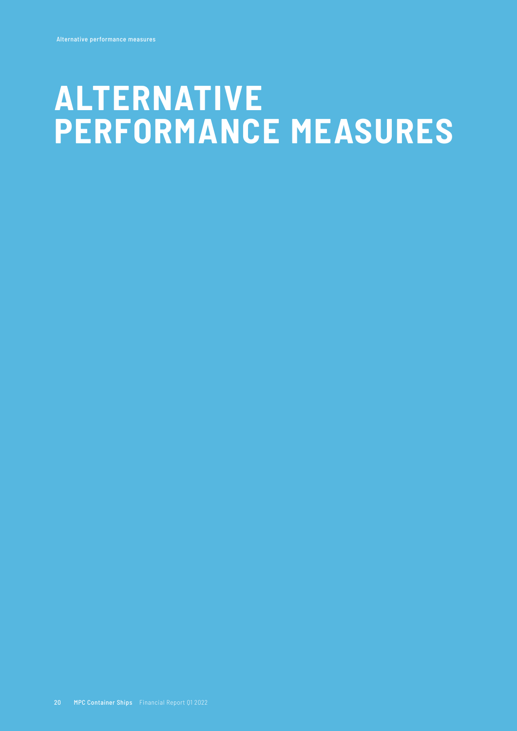# ALTERNATIVE PERFORMANCE MEASURES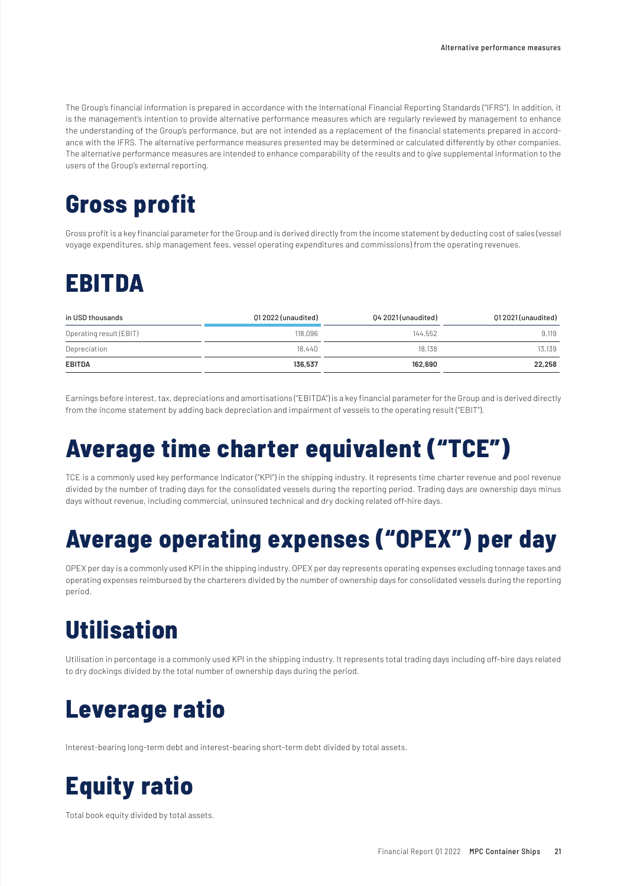The Group's financial information is prepared in accordance with the International Financial Reporting Standards ("IFRS"). In addition, it is the management's intention to provide alternative performance measures which are regularly reviewed by management to enhance the understanding of the Group's performance, but are not intended as a replacement of the financial statements prepared in accordance with the IFRS. The alternative performance measures presented may be determined or calculated differently by other companies. The alternative performance measures are intended to enhance comparability of the results and to give supplemental information to the users of the Group's external reporting.

# Gross profit

Gross profit is a key financial parameter for the Group and is derived directly from the income statement by deducting cost of sales (vessel voyage expenditures, ship management fees, vessel operating expenditures and commissions) from the operating revenues.

# EBITDA

| in USD thousands | Q1 2022 (unaudited) | Q4 2021 (unaudited) | Q1 2021 (unaudited) |
|---|---|---|---|
| Operating result (EBIT) | 118,096 | 144,552 | 9,119 |
| Depreciation | 18,440 | 18,138 | 13,139 |
| **EBITDA** | **136,537** | **162,690** | **22,258** |

Earnings before interest, tax, depreciations and amortisations ("EBITDA") is a key financial parameter for the Group and is derived directly from the income statement by adding back depreciation and impairment of vessels to the operating result ("EBIT").

# Average time charter equivalent ("TCE")

TCE is a commonly used key performance Indicator ("KPI") in the shipping industry. It represents time charter revenue and pool revenue divided by the number of trading days for the consolidated vessels during the reporting period. Trading days are ownership days minus days without revenue, including commercial, uninsured technical and dry docking related off-hire days.

# Average operating expenses ("OPEX") per day

OPEX per day is a commonly used KPI in the shipping industry. OPEX per day represents operating expenses excluding tonnage taxes and operating expenses reimbursed by the charterers divided by the number of ownership days for consolidated vessels during the reporting period.

# Utilisation

Utilisation in percentage is a commonly used KPI in the shipping industry. It represents total trading days including off-hire days related to dry dockings divided by the total number of ownership days during the period.

# Leverage ratio

Interest-bearing long-term debt and interest-bearing short-term debt divided by total assets.

# Equity ratio

Total book equity divided by total assets.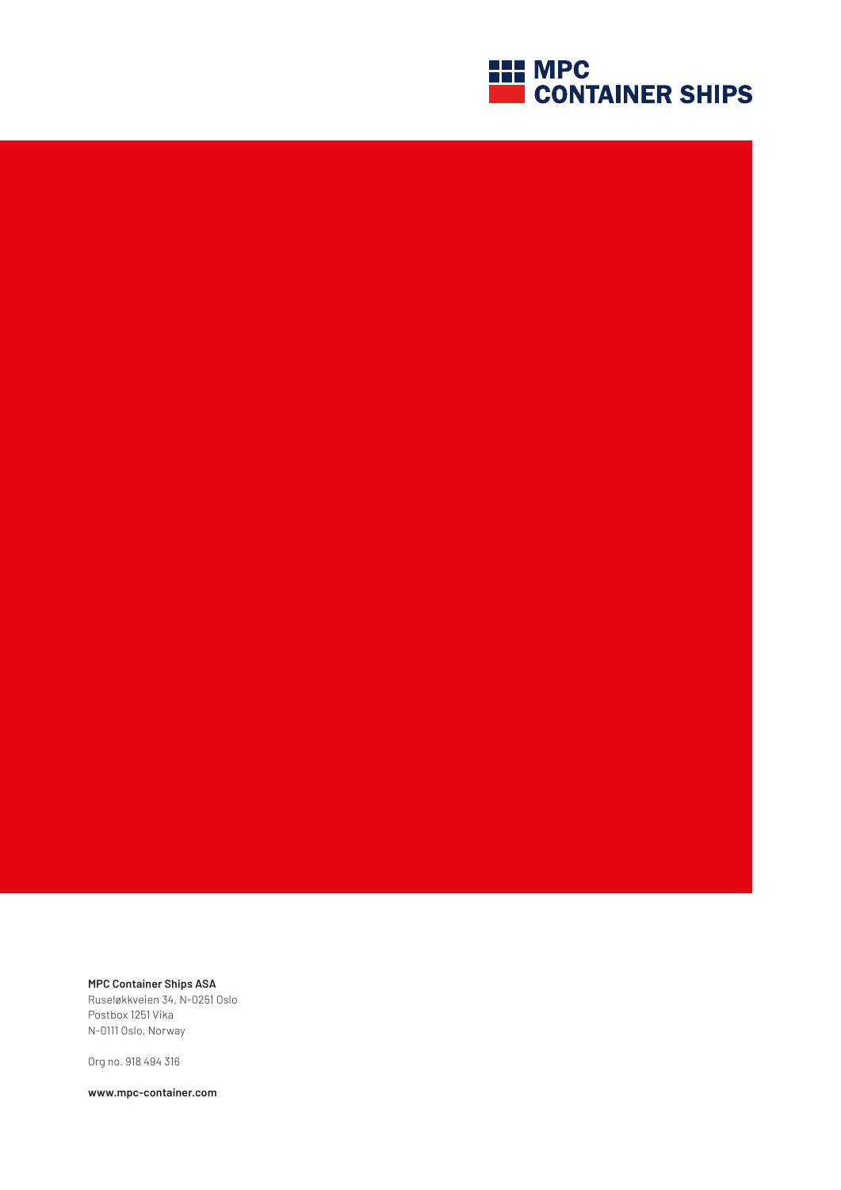MPC CONTAINER SHIPS

**MPC Container Ships ASA**
Ruseløkkveien 34, N-0251 Oslo
Postbox 1251 Vika
N-0111 Oslo, Norway

Org no. 918 494 316

**www.mpc-container.com**